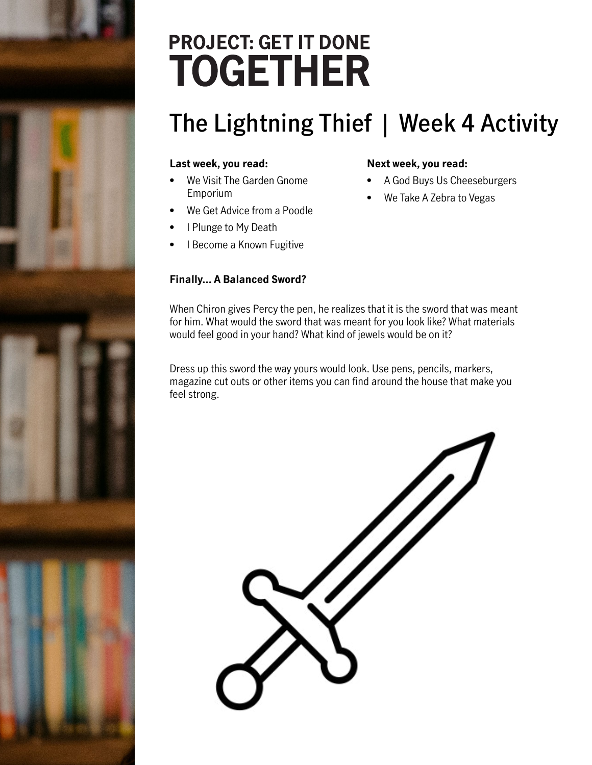# PROJECT: GET IT DONE TOGETHER

## The Lightning Thief | Week 4 Activity

**Last week, you read:**

- We Visit The Garden Gnome Emporium
- We Get Advice from a Poodle
- I Plunge to My Death
- I Become a Known Fugitive

**Next week, you read:**

- A God Buys Us Cheeseburgers
- We Take A Zebra to Vegas

**Finally... A Balanced Sword?**

When Chiron gives Percy the pen, he realizes that it is the sword that was meant for him. What would the sword that was meant for you look like? What materials would feel good in your hand? What kind of jewels would be on it?

Dress up this sword the way yours would look. Use pens, pencils, markers, magazine cut outs or other items you can find around the house that make you feel strong.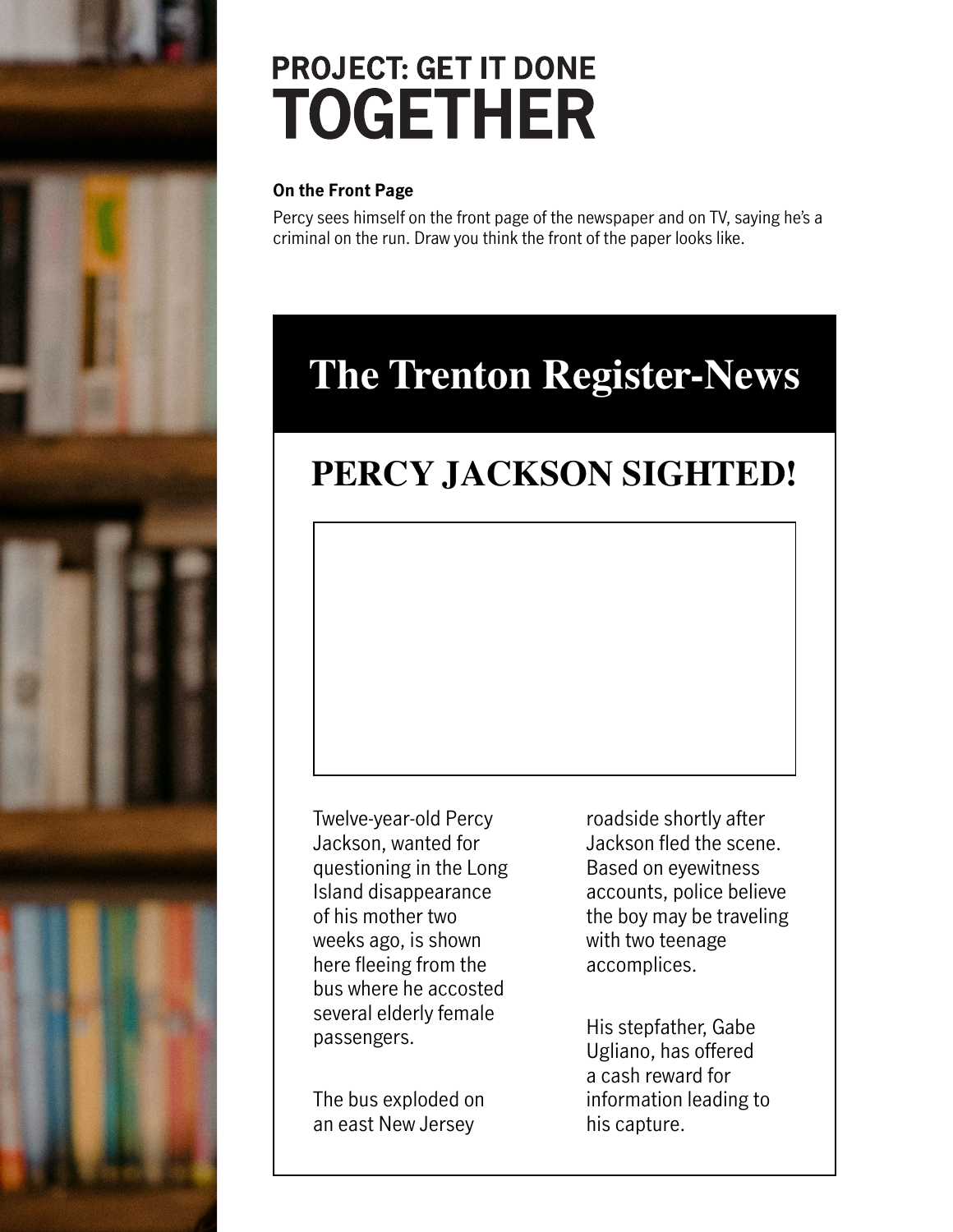# PROJECT: GET IT DONE TOGETHER

**On the Front Page**

Percy sees himself on the front page of the newspaper and on TV, saying he's a criminal on the run. Draw you think the front of the paper looks like.

## The Trenton Register-News

## PERCY JACKSON SIGHTED!

Twelve-year-old Percy Jackson, wanted for questioning in the Long Island disappearance of his mother two weeks ago, is shown here fleeing from the bus where he accosted several elderly female passengers.

The bus exploded on an east New Jersey roadside shortly after Jackson fled the scene. Based on eyewitness accounts, police believe the boy may be traveling with two teenage accomplices.

His stepfather, Gabe Ugliano, has offered a cash reward for information leading to his capture.